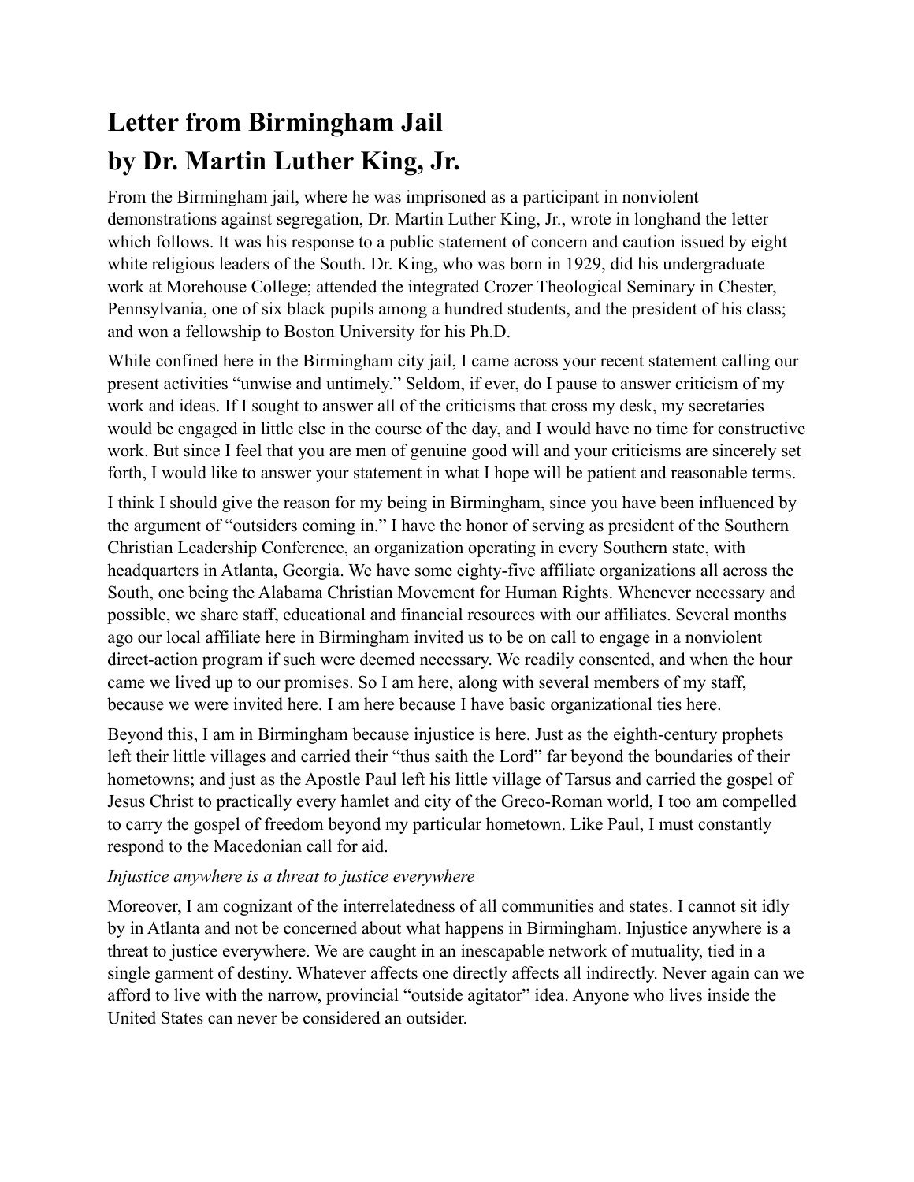# Letter from Birmingham Jail
# by Dr. Martin Luther King, Jr.

From the Birmingham jail, where he was imprisoned as a participant in nonviolent demonstrations against segregation, Dr. Martin Luther King, Jr., wrote in longhand the letter which follows. It was his response to a public statement of concern and caution issued by eight white religious leaders of the South. Dr. King, who was born in 1929, did his undergraduate work at Morehouse College; attended the integrated Crozer Theological Seminary in Chester, Pennsylvania, one of six black pupils among a hundred students, and the president of his class; and won a fellowship to Boston University for his Ph.D.

While confined here in the Birmingham city jail, I came across your recent statement calling our present activities "unwise and untimely." Seldom, if ever, do I pause to answer criticism of my work and ideas. If I sought to answer all of the criticisms that cross my desk, my secretaries would be engaged in little else in the course of the day, and I would have no time for constructive work. But since I feel that you are men of genuine good will and your criticisms are sincerely set forth, I would like to answer your statement in what I hope will be patient and reasonable terms.

I think I should give the reason for my being in Birmingham, since you have been influenced by the argument of "outsiders coming in." I have the honor of serving as president of the Southern Christian Leadership Conference, an organization operating in every Southern state, with headquarters in Atlanta, Georgia. We have some eighty-five affiliate organizations all across the South, one being the Alabama Christian Movement for Human Rights. Whenever necessary and possible, we share staff, educational and financial resources with our affiliates. Several months ago our local affiliate here in Birmingham invited us to be on call to engage in a nonviolent direct-action program if such were deemed necessary. We readily consented, and when the hour came we lived up to our promises. So I am here, along with several members of my staff, because we were invited here. I am here because I have basic organizational ties here.

Beyond this, I am in Birmingham because injustice is here. Just as the eighth-century prophets left their little villages and carried their "thus saith the Lord" far beyond the boundaries of their hometowns; and just as the Apostle Paul left his little village of Tarsus and carried the gospel of Jesus Christ to practically every hamlet and city of the Greco-Roman world, I too am compelled to carry the gospel of freedom beyond my particular hometown. Like Paul, I must constantly respond to the Macedonian call for aid.

*Injustice anywhere is a threat to justice everywhere*

Moreover, I am cognizant of the interrelatedness of all communities and states. I cannot sit idly by in Atlanta and not be concerned about what happens in Birmingham. Injustice anywhere is a threat to justice everywhere. We are caught in an inescapable network of mutuality, tied in a single garment of destiny. Whatever affects one directly affects all indirectly. Never again can we afford to live with the narrow, provincial "outside agitator" idea. Anyone who lives inside the United States can never be considered an outsider.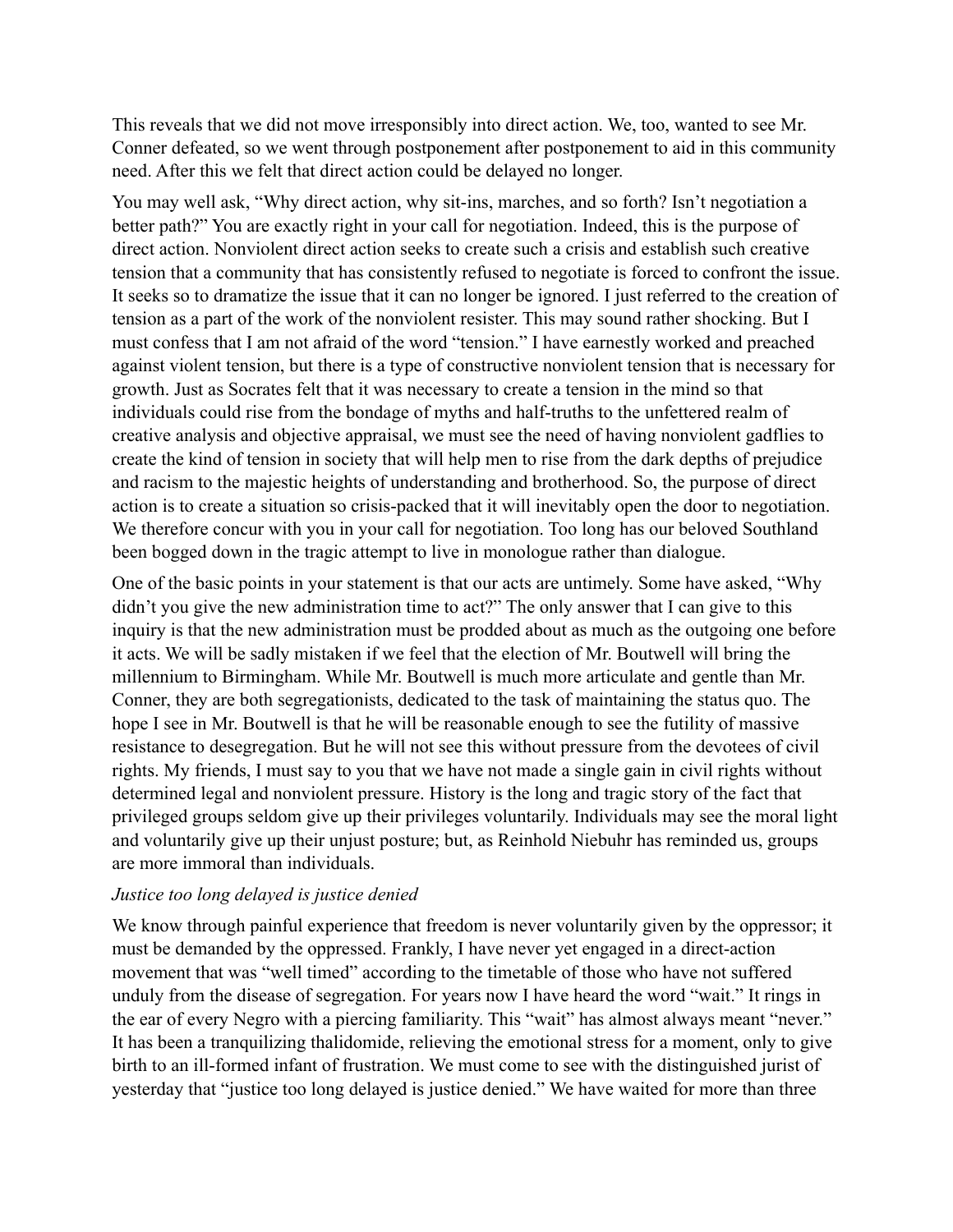This reveals that we did not move irresponsibly into direct action. We, too, wanted to see Mr. Conner defeated, so we went through postponement after postponement to aid in this community need. After this we felt that direct action could be delayed no longer.

You may well ask, "Why direct action, why sit-ins, marches, and so forth? Isn't negotiation a better path?" You are exactly right in your call for negotiation. Indeed, this is the purpose of direct action. Nonviolent direct action seeks to create such a crisis and establish such creative tension that a community that has consistently refused to negotiate is forced to confront the issue. It seeks so to dramatize the issue that it can no longer be ignored. I just referred to the creation of tension as a part of the work of the nonviolent resister. This may sound rather shocking. But I must confess that I am not afraid of the word "tension." I have earnestly worked and preached against violent tension, but there is a type of constructive nonviolent tension that is necessary for growth. Just as Socrates felt that it was necessary to create a tension in the mind so that individuals could rise from the bondage of myths and half-truths to the unfettered realm of creative analysis and objective appraisal, we must see the need of having nonviolent gadflies to create the kind of tension in society that will help men to rise from the dark depths of prejudice and racism to the majestic heights of understanding and brotherhood. So, the purpose of direct action is to create a situation so crisis-packed that it will inevitably open the door to negotiation. We therefore concur with you in your call for negotiation. Too long has our beloved Southland been bogged down in the tragic attempt to live in monologue rather than dialogue.

One of the basic points in your statement is that our acts are untimely. Some have asked, "Why didn't you give the new administration time to act?" The only answer that I can give to this inquiry is that the new administration must be prodded about as much as the outgoing one before it acts. We will be sadly mistaken if we feel that the election of Mr. Boutwell will bring the millennium to Birmingham. While Mr. Boutwell is much more articulate and gentle than Mr. Conner, they are both segregationists, dedicated to the task of maintaining the status quo. The hope I see in Mr. Boutwell is that he will be reasonable enough to see the futility of massive resistance to desegregation. But he will not see this without pressure from the devotees of civil rights. My friends, I must say to you that we have not made a single gain in civil rights without determined legal and nonviolent pressure. History is the long and tragic story of the fact that privileged groups seldom give up their privileges voluntarily. Individuals may see the moral light and voluntarily give up their unjust posture; but, as Reinhold Niebuhr has reminded us, groups are more immoral than individuals.

*Justice too long delayed is justice denied*

We know through painful experience that freedom is never voluntarily given by the oppressor; it must be demanded by the oppressed. Frankly, I have never yet engaged in a direct-action movement that was "well timed" according to the timetable of those who have not suffered unduly from the disease of segregation. For years now I have heard the word "wait." It rings in the ear of every Negro with a piercing familiarity. This "wait" has almost always meant "never." It has been a tranquilizing thalidomide, relieving the emotional stress for a moment, only to give birth to an ill-formed infant of frustration. We must come to see with the distinguished jurist of yesterday that "justice too long delayed is justice denied." We have waited for more than three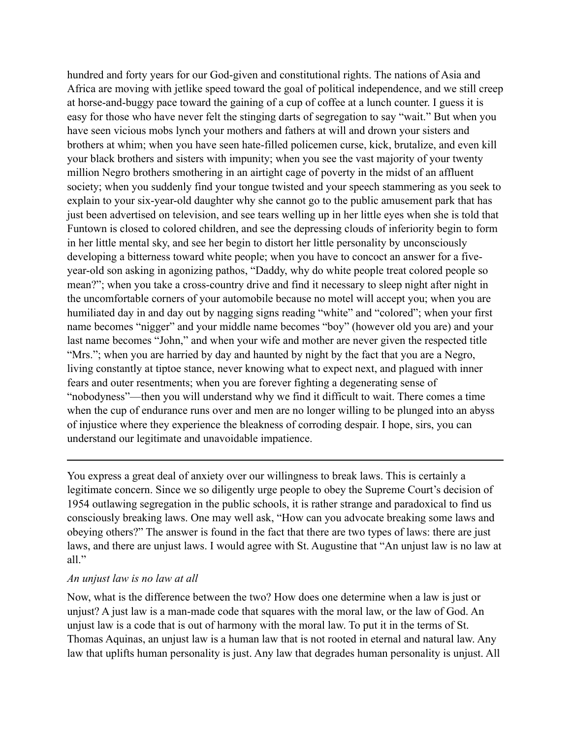hundred and forty years for our God-given and constitutional rights. The nations of Asia and Africa are moving with jetlike speed toward the goal of political independence, and we still creep at horse-and-buggy pace toward the gaining of a cup of coffee at a lunch counter. I guess it is easy for those who have never felt the stinging darts of segregation to say "wait." But when you have seen vicious mobs lynch your mothers and fathers at will and drown your sisters and brothers at whim; when you have seen hate-filled policemen curse, kick, brutalize, and even kill your black brothers and sisters with impunity; when you see the vast majority of your twenty million Negro brothers smothering in an airtight cage of poverty in the midst of an affluent society; when you suddenly find your tongue twisted and your speech stammering as you seek to explain to your six-year-old daughter why she cannot go to the public amusement park that has just been advertised on television, and see tears welling up in her little eyes when she is told that Funtown is closed to colored children, and see the depressing clouds of inferiority begin to form in her little mental sky, and see her begin to distort her little personality by unconsciously developing a bitterness toward white people; when you have to concoct an answer for a five-year-old son asking in agonizing pathos, "Daddy, why do white people treat colored people so mean?"; when you take a cross-country drive and find it necessary to sleep night after night in the uncomfortable corners of your automobile because no motel will accept you; when you are humiliated day in and day out by nagging signs reading "white" and "colored"; when your first name becomes "nigger" and your middle name becomes "boy" (however old you are) and your last name becomes "John," and when your wife and mother are never given the respected title "Mrs."; when you are harried by day and haunted by night by the fact that you are a Negro, living constantly at tiptoe stance, never knowing what to expect next, and plagued with inner fears and outer resentments; when you are forever fighting a degenerating sense of "nobodyness"—then you will understand why we find it difficult to wait. There comes a time when the cup of endurance runs over and men are no longer willing to be plunged into an abyss of injustice where they experience the bleakness of corroding despair. I hope, sirs, you can understand our legitimate and unavoidable impatience.

---

You express a great deal of anxiety over our willingness to break laws. This is certainly a legitimate concern. Since we so diligently urge people to obey the Supreme Court's decision of 1954 outlawing segregation in the public schools, it is rather strange and paradoxical to find us consciously breaking laws. One may well ask, "How can you advocate breaking some laws and obeying others?" The answer is found in the fact that there are two types of laws: there are just laws, and there are unjust laws. I would agree with St. Augustine that "An unjust law is no law at all."

*An unjust law is no law at all*

Now, what is the difference between the two? How does one determine when a law is just or unjust? A just law is a man-made code that squares with the moral law, or the law of God. An unjust law is a code that is out of harmony with the moral law. To put it in the terms of St. Thomas Aquinas, an unjust law is a human law that is not rooted in eternal and natural law. Any law that uplifts human personality is just. Any law that degrades human personality is unjust. All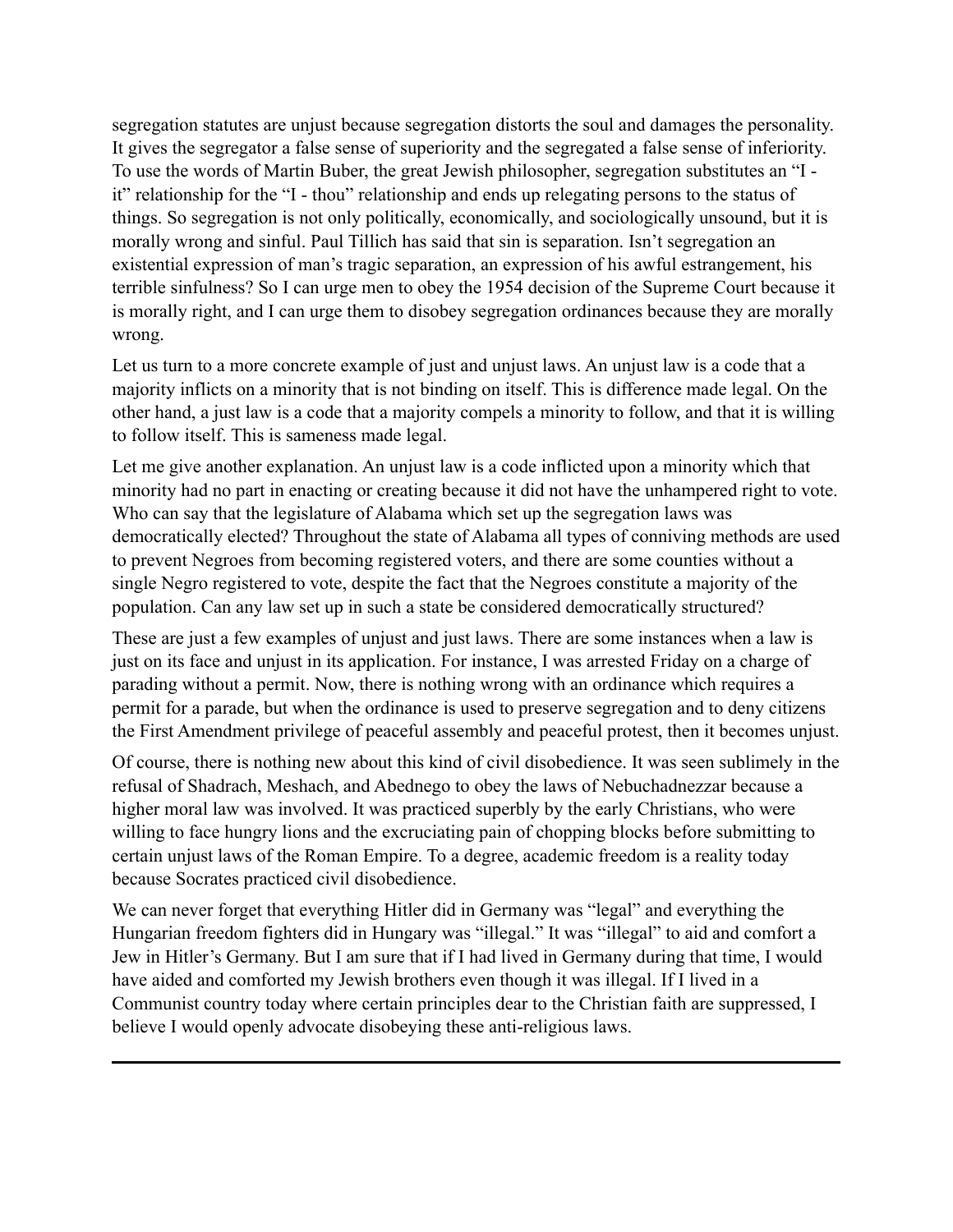segregation statutes are unjust because segregation distorts the soul and damages the personality. It gives the segregator a false sense of superiority and the segregated a false sense of inferiority. To use the words of Martin Buber, the great Jewish philosopher, segregation substitutes an "I - it" relationship for the "I - thou" relationship and ends up relegating persons to the status of things. So segregation is not only politically, economically, and sociologically unsound, but it is morally wrong and sinful. Paul Tillich has said that sin is separation. Isn't segregation an existential expression of man's tragic separation, an expression of his awful estrangement, his terrible sinfulness? So I can urge men to obey the 1954 decision of the Supreme Court because it is morally right, and I can urge them to disobey segregation ordinances because they are morally wrong.

Let us turn to a more concrete example of just and unjust laws. An unjust law is a code that a majority inflicts on a minority that is not binding on itself. This is difference made legal. On the other hand, a just law is a code that a majority compels a minority to follow, and that it is willing to follow itself. This is sameness made legal.

Let me give another explanation. An unjust law is a code inflicted upon a minority which that minority had no part in enacting or creating because it did not have the unhampered right to vote. Who can say that the legislature of Alabama which set up the segregation laws was democratically elected? Throughout the state of Alabama all types of conniving methods are used to prevent Negroes from becoming registered voters, and there are some counties without a single Negro registered to vote, despite the fact that the Negroes constitute a majority of the population. Can any law set up in such a state be considered democratically structured?

These are just a few examples of unjust and just laws. There are some instances when a law is just on its face and unjust in its application. For instance, I was arrested Friday on a charge of parading without a permit. Now, there is nothing wrong with an ordinance which requires a permit for a parade, but when the ordinance is used to preserve segregation and to deny citizens the First Amendment privilege of peaceful assembly and peaceful protest, then it becomes unjust.

Of course, there is nothing new about this kind of civil disobedience. It was seen sublimely in the refusal of Shadrach, Meshach, and Abednego to obey the laws of Nebuchadnezzar because a higher moral law was involved. It was practiced superbly by the early Christians, who were willing to face hungry lions and the excruciating pain of chopping blocks before submitting to certain unjust laws of the Roman Empire. To a degree, academic freedom is a reality today because Socrates practiced civil disobedience.

We can never forget that everything Hitler did in Germany was "legal" and everything the Hungarian freedom fighters did in Hungary was "illegal." It was "illegal" to aid and comfort a Jew in Hitler's Germany. But I am sure that if I had lived in Germany during that time, I would have aided and comforted my Jewish brothers even though it was illegal. If I lived in a Communist country today where certain principles dear to the Christian faith are suppressed, I believe I would openly advocate disobeying these anti-religious laws.

---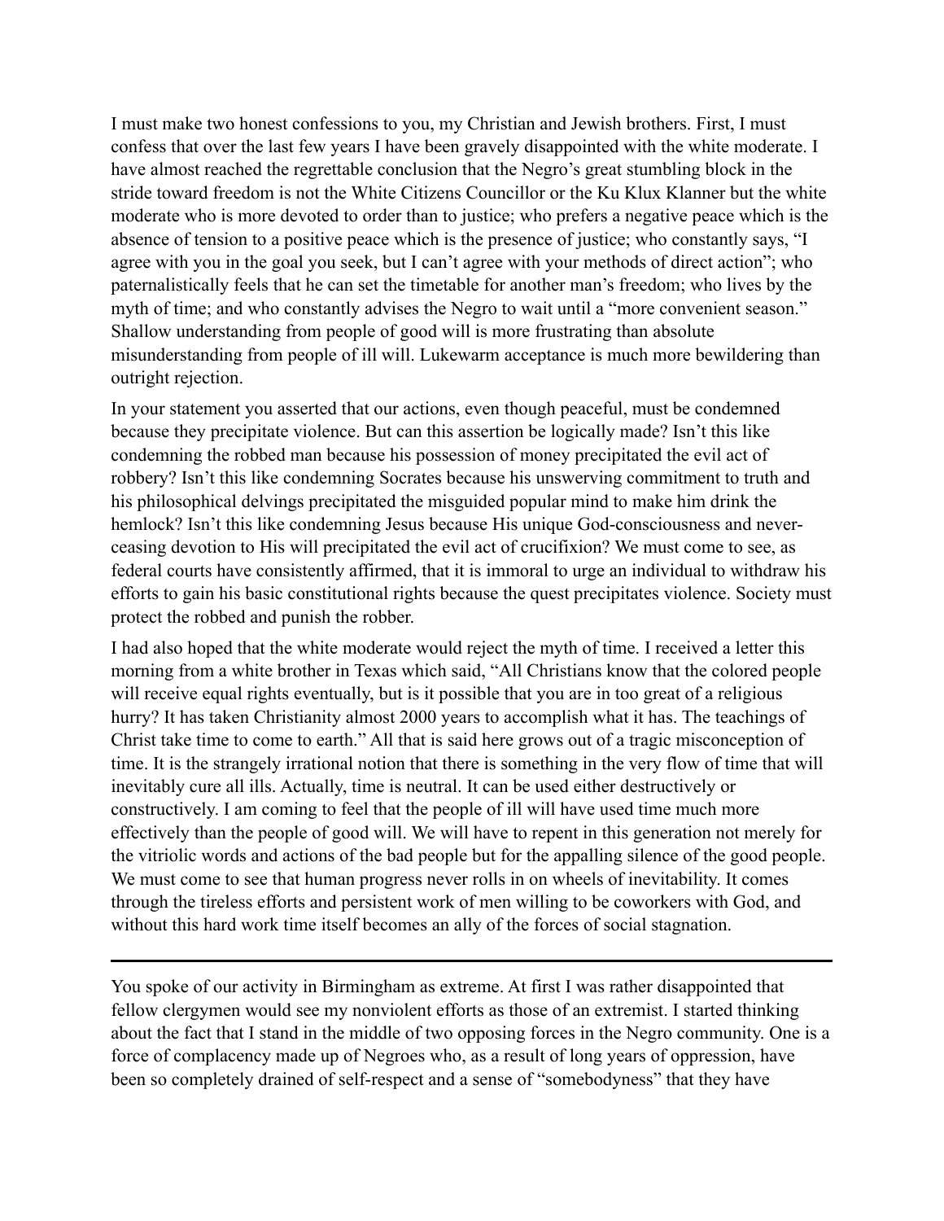I must make two honest confessions to you, my Christian and Jewish brothers. First, I must confess that over the last few years I have been gravely disappointed with the white moderate. I have almost reached the regrettable conclusion that the Negro's great stumbling block in the stride toward freedom is not the White Citizens Councillor or the Ku Klux Klanner but the white moderate who is more devoted to order than to justice; who prefers a negative peace which is the absence of tension to a positive peace which is the presence of justice; who constantly says, "I agree with you in the goal you seek, but I can't agree with your methods of direct action"; who paternalistically feels that he can set the timetable for another man's freedom; who lives by the myth of time; and who constantly advises the Negro to wait until a "more convenient season." Shallow understanding from people of good will is more frustrating than absolute misunderstanding from people of ill will. Lukewarm acceptance is much more bewildering than outright rejection.

In your statement you asserted that our actions, even though peaceful, must be condemned because they precipitate violence. But can this assertion be logically made? Isn't this like condemning the robbed man because his possession of money precipitated the evil act of robbery? Isn't this like condemning Socrates because his unswerving commitment to truth and his philosophical delvings precipitated the misguided popular mind to make him drink the hemlock? Isn't this like condemning Jesus because His unique God-consciousness and never-ceasing devotion to His will precipitated the evil act of crucifixion? We must come to see, as federal courts have consistently affirmed, that it is immoral to urge an individual to withdraw his efforts to gain his basic constitutional rights because the quest precipitates violence. Society must protect the robbed and punish the robber.

I had also hoped that the white moderate would reject the myth of time. I received a letter this morning from a white brother in Texas which said, "All Christians know that the colored people will receive equal rights eventually, but is it possible that you are in too great of a religious hurry? It has taken Christianity almost 2000 years to accomplish what it has. The teachings of Christ take time to come to earth." All that is said here grows out of a tragic misconception of time. It is the strangely irrational notion that there is something in the very flow of time that will inevitably cure all ills. Actually, time is neutral. It can be used either destructively or constructively. I am coming to feel that the people of ill will have used time much more effectively than the people of good will. We will have to repent in this generation not merely for the vitriolic words and actions of the bad people but for the appalling silence of the good people. We must come to see that human progress never rolls in on wheels of inevitability. It comes through the tireless efforts and persistent work of men willing to be coworkers with God, and without this hard work time itself becomes an ally of the forces of social stagnation.

---

You spoke of our activity in Birmingham as extreme. At first I was rather disappointed that fellow clergymen would see my nonviolent efforts as those of an extremist. I started thinking about the fact that I stand in the middle of two opposing forces in the Negro community. One is a force of complacency made up of Negroes who, as a result of long years of oppression, have been so completely drained of self-respect and a sense of "somebodyness" that they have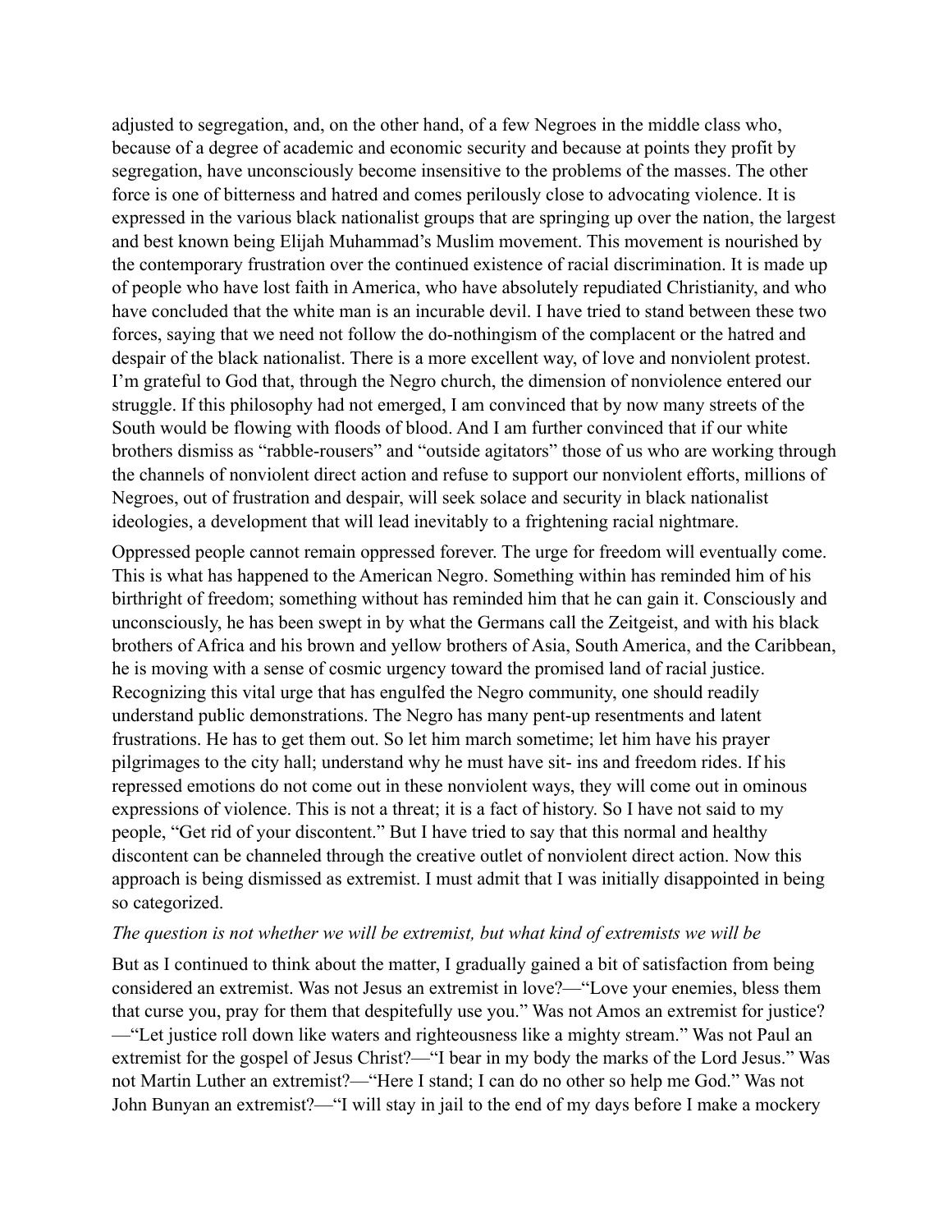adjusted to segregation, and, on the other hand, of a few Negroes in the middle class who, because of a degree of academic and economic security and because at points they profit by segregation, have unconsciously become insensitive to the problems of the masses. The other force is one of bitterness and hatred and comes perilously close to advocating violence. It is expressed in the various black nationalist groups that are springing up over the nation, the largest and best known being Elijah Muhammad's Muslim movement. This movement is nourished by the contemporary frustration over the continued existence of racial discrimination. It is made up of people who have lost faith in America, who have absolutely repudiated Christianity, and who have concluded that the white man is an incurable devil. I have tried to stand between these two forces, saying that we need not follow the do-nothingism of the complacent or the hatred and despair of the black nationalist. There is a more excellent way, of love and nonviolent protest. I'm grateful to God that, through the Negro church, the dimension of nonviolence entered our struggle. If this philosophy had not emerged, I am convinced that by now many streets of the South would be flowing with floods of blood. And I am further convinced that if our white brothers dismiss as "rabble-rousers" and "outside agitators" those of us who are working through the channels of nonviolent direct action and refuse to support our nonviolent efforts, millions of Negroes, out of frustration and despair, will seek solace and security in black nationalist ideologies, a development that will lead inevitably to a frightening racial nightmare.

Oppressed people cannot remain oppressed forever. The urge for freedom will eventually come. This is what has happened to the American Negro. Something within has reminded him of his birthright of freedom; something without has reminded him that he can gain it. Consciously and unconsciously, he has been swept in by what the Germans call the Zeitgeist, and with his black brothers of Africa and his brown and yellow brothers of Asia, South America, and the Caribbean, he is moving with a sense of cosmic urgency toward the promised land of racial justice. Recognizing this vital urge that has engulfed the Negro community, one should readily understand public demonstrations. The Negro has many pent-up resentments and latent frustrations. He has to get them out. So let him march sometime; let him have his prayer pilgrimages to the city hall; understand why he must have sit- ins and freedom rides. If his repressed emotions do not come out in these nonviolent ways, they will come out in ominous expressions of violence. This is not a threat; it is a fact of history. So I have not said to my people, "Get rid of your discontent." But I have tried to say that this normal and healthy discontent can be channeled through the creative outlet of nonviolent direct action. Now this approach is being dismissed as extremist. I must admit that I was initially disappointed in being so categorized.

*The question is not whether we will be extremist, but what kind of extremists we will be*

But as I continued to think about the matter, I gradually gained a bit of satisfaction from being considered an extremist. Was not Jesus an extremist in love?—"Love your enemies, bless them that curse you, pray for them that despitefully use you." Was not Amos an extremist for justice?—"Let justice roll down like waters and righteousness like a mighty stream." Was not Paul an extremist for the gospel of Jesus Christ?—"I bear in my body the marks of the Lord Jesus." Was not Martin Luther an extremist?—"Here I stand; I can do no other so help me God." Was not John Bunyan an extremist?—"I will stay in jail to the end of my days before I make a mockery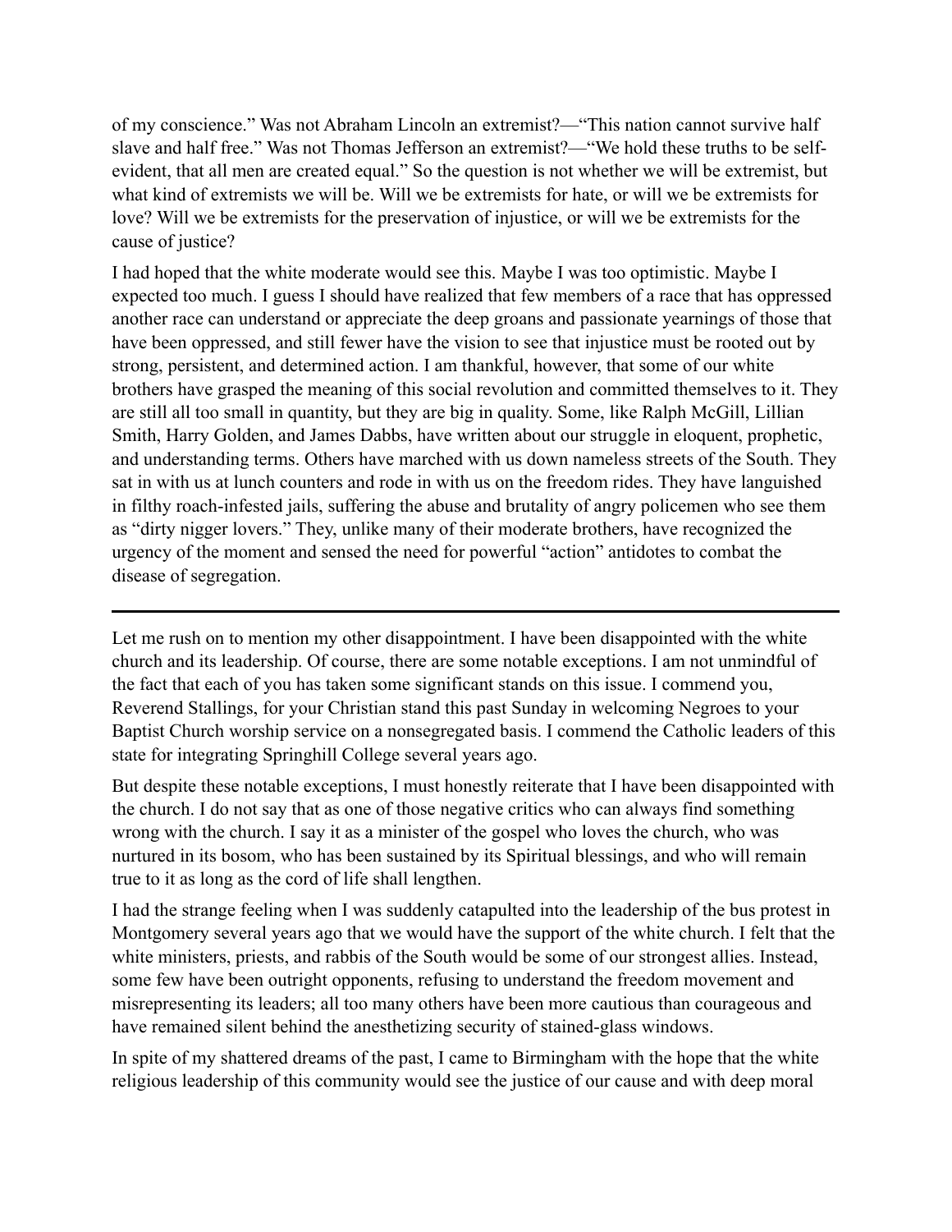of my conscience." Was not Abraham Lincoln an extremist?—"This nation cannot survive half slave and half free." Was not Thomas Jefferson an extremist?—"We hold these truths to be self-evident, that all men are created equal." So the question is not whether we will be extremist, but what kind of extremists we will be. Will we be extremists for hate, or will we be extremists for love? Will we be extremists for the preservation of injustice, or will we be extremists for the cause of justice?

I had hoped that the white moderate would see this. Maybe I was too optimistic. Maybe I expected too much. I guess I should have realized that few members of a race that has oppressed another race can understand or appreciate the deep groans and passionate yearnings of those that have been oppressed, and still fewer have the vision to see that injustice must be rooted out by strong, persistent, and determined action. I am thankful, however, that some of our white brothers have grasped the meaning of this social revolution and committed themselves to it. They are still all too small in quantity, but they are big in quality. Some, like Ralph McGill, Lillian Smith, Harry Golden, and James Dabbs, have written about our struggle in eloquent, prophetic, and understanding terms. Others have marched with us down nameless streets of the South. They sat in with us at lunch counters and rode in with us on the freedom rides. They have languished in filthy roach-infested jails, suffering the abuse and brutality of angry policemen who see them as "dirty nigger lovers." They, unlike many of their moderate brothers, have recognized the urgency of the moment and sensed the need for powerful "action" antidotes to combat the disease of segregation.

---

Let me rush on to mention my other disappointment. I have been disappointed with the white church and its leadership. Of course, there are some notable exceptions. I am not unmindful of the fact that each of you has taken some significant stands on this issue. I commend you, Reverend Stallings, for your Christian stand this past Sunday in welcoming Negroes to your Baptist Church worship service on a nonsegregated basis. I commend the Catholic leaders of this state for integrating Springhill College several years ago.

But despite these notable exceptions, I must honestly reiterate that I have been disappointed with the church. I do not say that as one of those negative critics who can always find something wrong with the church. I say it as a minister of the gospel who loves the church, who was nurtured in its bosom, who has been sustained by its Spiritual blessings, and who will remain true to it as long as the cord of life shall lengthen.

I had the strange feeling when I was suddenly catapulted into the leadership of the bus protest in Montgomery several years ago that we would have the support of the white church. I felt that the white ministers, priests, and rabbis of the South would be some of our strongest allies. Instead, some few have been outright opponents, refusing to understand the freedom movement and misrepresenting its leaders; all too many others have been more cautious than courageous and have remained silent behind the anesthetizing security of stained-glass windows.

In spite of my shattered dreams of the past, I came to Birmingham with the hope that the white religious leadership of this community would see the justice of our cause and with deep moral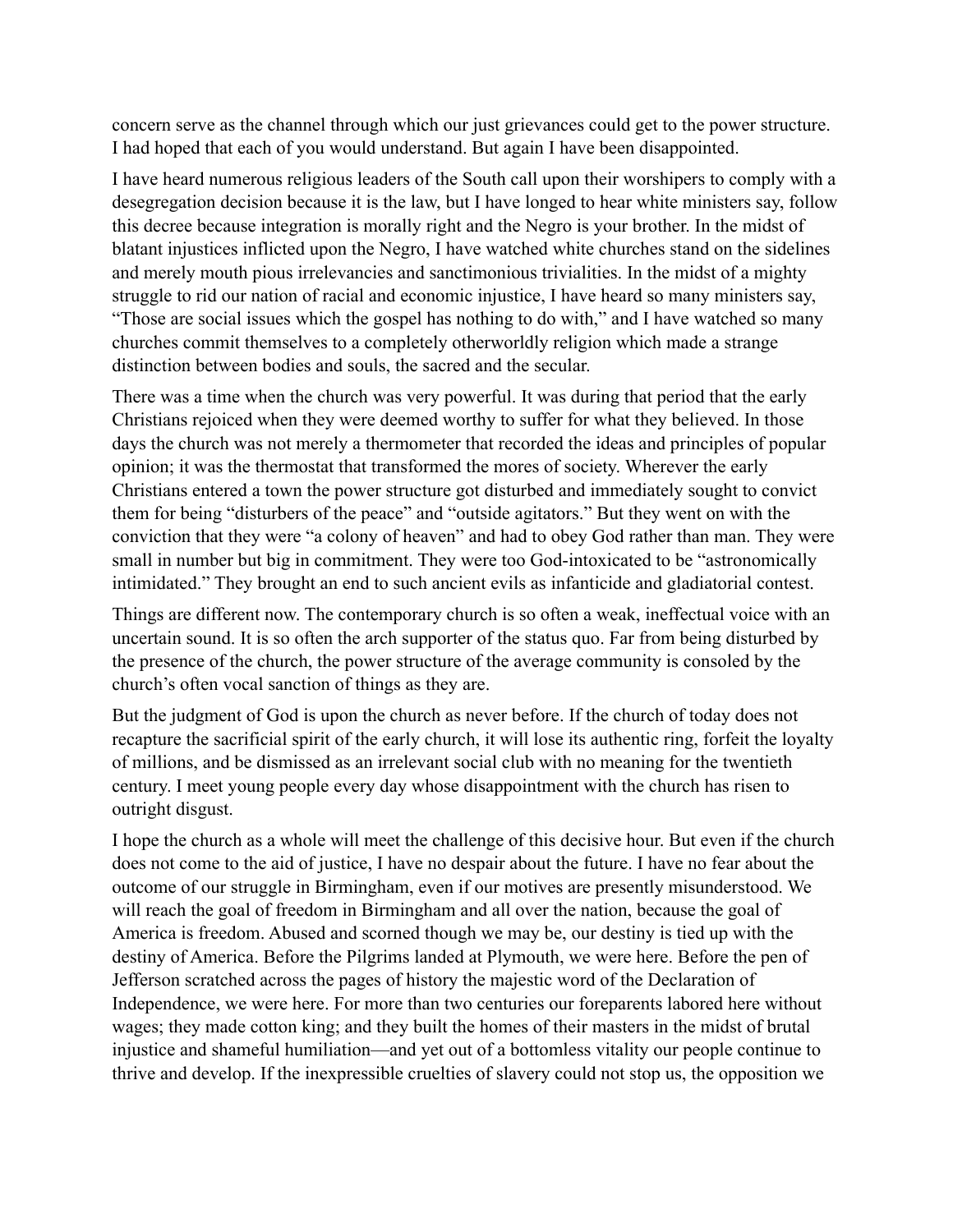concern serve as the channel through which our just grievances could get to the power structure. I had hoped that each of you would understand. But again I have been disappointed.

I have heard numerous religious leaders of the South call upon their worshipers to comply with a desegregation decision because it is the law, but I have longed to hear white ministers say, follow this decree because integration is morally right and the Negro is your brother. In the midst of blatant injustices inflicted upon the Negro, I have watched white churches stand on the sidelines and merely mouth pious irrelevancies and sanctimonious trivialities. In the midst of a mighty struggle to rid our nation of racial and economic injustice, I have heard so many ministers say, "Those are social issues which the gospel has nothing to do with," and I have watched so many churches commit themselves to a completely otherworldly religion which made a strange distinction between bodies and souls, the sacred and the secular.

There was a time when the church was very powerful. It was during that period that the early Christians rejoiced when they were deemed worthy to suffer for what they believed. In those days the church was not merely a thermometer that recorded the ideas and principles of popular opinion; it was the thermostat that transformed the mores of society. Wherever the early Christians entered a town the power structure got disturbed and immediately sought to convict them for being "disturbers of the peace" and "outside agitators." But they went on with the conviction that they were "a colony of heaven" and had to obey God rather than man. They were small in number but big in commitment. They were too God-intoxicated to be "astronomically intimidated." They brought an end to such ancient evils as infanticide and gladiatorial contest.

Things are different now. The contemporary church is so often a weak, ineffectual voice with an uncertain sound. It is so often the arch supporter of the status quo. Far from being disturbed by the presence of the church, the power structure of the average community is consoled by the church's often vocal sanction of things as they are.

But the judgment of God is upon the church as never before. If the church of today does not recapture the sacrificial spirit of the early church, it will lose its authentic ring, forfeit the loyalty of millions, and be dismissed as an irrelevant social club with no meaning for the twentieth century. I meet young people every day whose disappointment with the church has risen to outright disgust.

I hope the church as a whole will meet the challenge of this decisive hour. But even if the church does not come to the aid of justice, I have no despair about the future. I have no fear about the outcome of our struggle in Birmingham, even if our motives are presently misunderstood. We will reach the goal of freedom in Birmingham and all over the nation, because the goal of America is freedom. Abused and scorned though we may be, our destiny is tied up with the destiny of America. Before the Pilgrims landed at Plymouth, we were here. Before the pen of Jefferson scratched across the pages of history the majestic word of the Declaration of Independence, we were here. For more than two centuries our foreparents labored here without wages; they made cotton king; and they built the homes of their masters in the midst of brutal injustice and shameful humiliation—and yet out of a bottomless vitality our people continue to thrive and develop. If the inexpressible cruelties of slavery could not stop us, the opposition we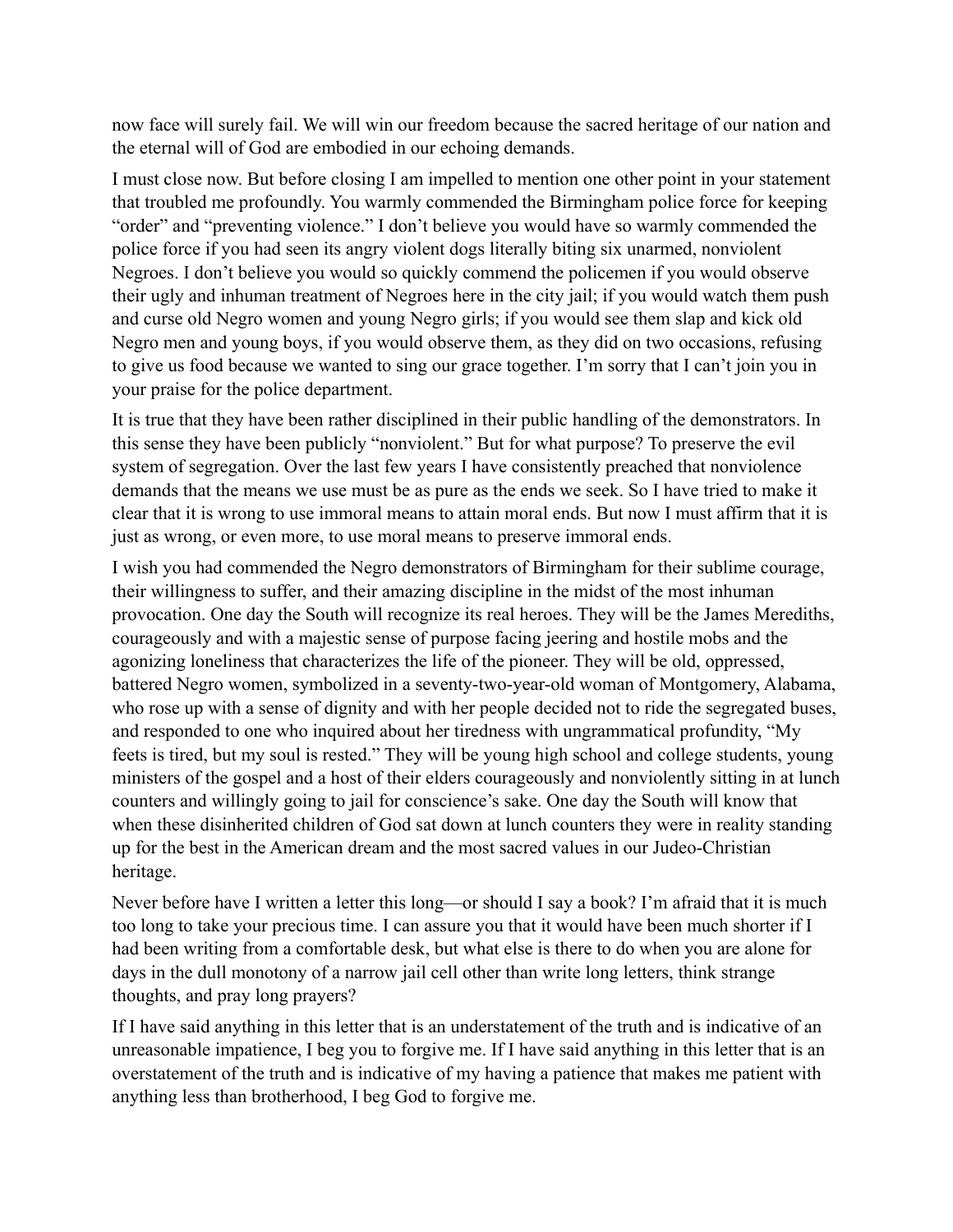now face will surely fail. We will win our freedom because the sacred heritage of our nation and the eternal will of God are embodied in our echoing demands.

I must close now. But before closing I am impelled to mention one other point in your statement that troubled me profoundly. You warmly commended the Birmingham police force for keeping "order" and "preventing violence." I don't believe you would have so warmly commended the police force if you had seen its angry violent dogs literally biting six unarmed, nonviolent Negroes. I don't believe you would so quickly commend the policemen if you would observe their ugly and inhuman treatment of Negroes here in the city jail; if you would watch them push and curse old Negro women and young Negro girls; if you would see them slap and kick old Negro men and young boys, if you would observe them, as they did on two occasions, refusing to give us food because we wanted to sing our grace together. I'm sorry that I can't join you in your praise for the police department.

It is true that they have been rather disciplined in their public handling of the demonstrators. In this sense they have been publicly "nonviolent." But for what purpose? To preserve the evil system of segregation. Over the last few years I have consistently preached that nonviolence demands that the means we use must be as pure as the ends we seek. So I have tried to make it clear that it is wrong to use immoral means to attain moral ends. But now I must affirm that it is just as wrong, or even more, to use moral means to preserve immoral ends.

I wish you had commended the Negro demonstrators of Birmingham for their sublime courage, their willingness to suffer, and their amazing discipline in the midst of the most inhuman provocation. One day the South will recognize its real heroes. They will be the James Merediths, courageously and with a majestic sense of purpose facing jeering and hostile mobs and the agonizing loneliness that characterizes the life of the pioneer. They will be old, oppressed, battered Negro women, symbolized in a seventy-two-year-old woman of Montgomery, Alabama, who rose up with a sense of dignity and with her people decided not to ride the segregated buses, and responded to one who inquired about her tiredness with ungrammatical profundity, "My feets is tired, but my soul is rested." They will be young high school and college students, young ministers of the gospel and a host of their elders courageously and nonviolently sitting in at lunch counters and willingly going to jail for conscience's sake. One day the South will know that when these disinherited children of God sat down at lunch counters they were in reality standing up for the best in the American dream and the most sacred values in our Judeo-Christian heritage.

Never before have I written a letter this long—or should I say a book? I'm afraid that it is much too long to take your precious time. I can assure you that it would have been much shorter if I had been writing from a comfortable desk, but what else is there to do when you are alone for days in the dull monotony of a narrow jail cell other than write long letters, think strange thoughts, and pray long prayers?

If I have said anything in this letter that is an understatement of the truth and is indicative of an unreasonable impatience, I beg you to forgive me. If I have said anything in this letter that is an overstatement of the truth and is indicative of my having a patience that makes me patient with anything less than brotherhood, I beg God to forgive me.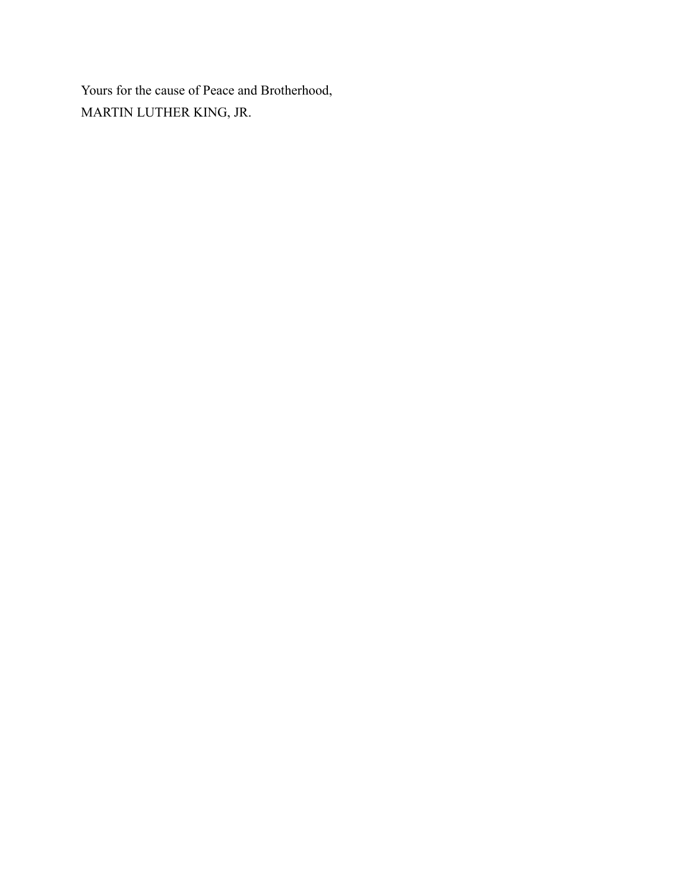Yours for the cause of Peace and Brotherhood,
MARTIN LUTHER KING, JR.